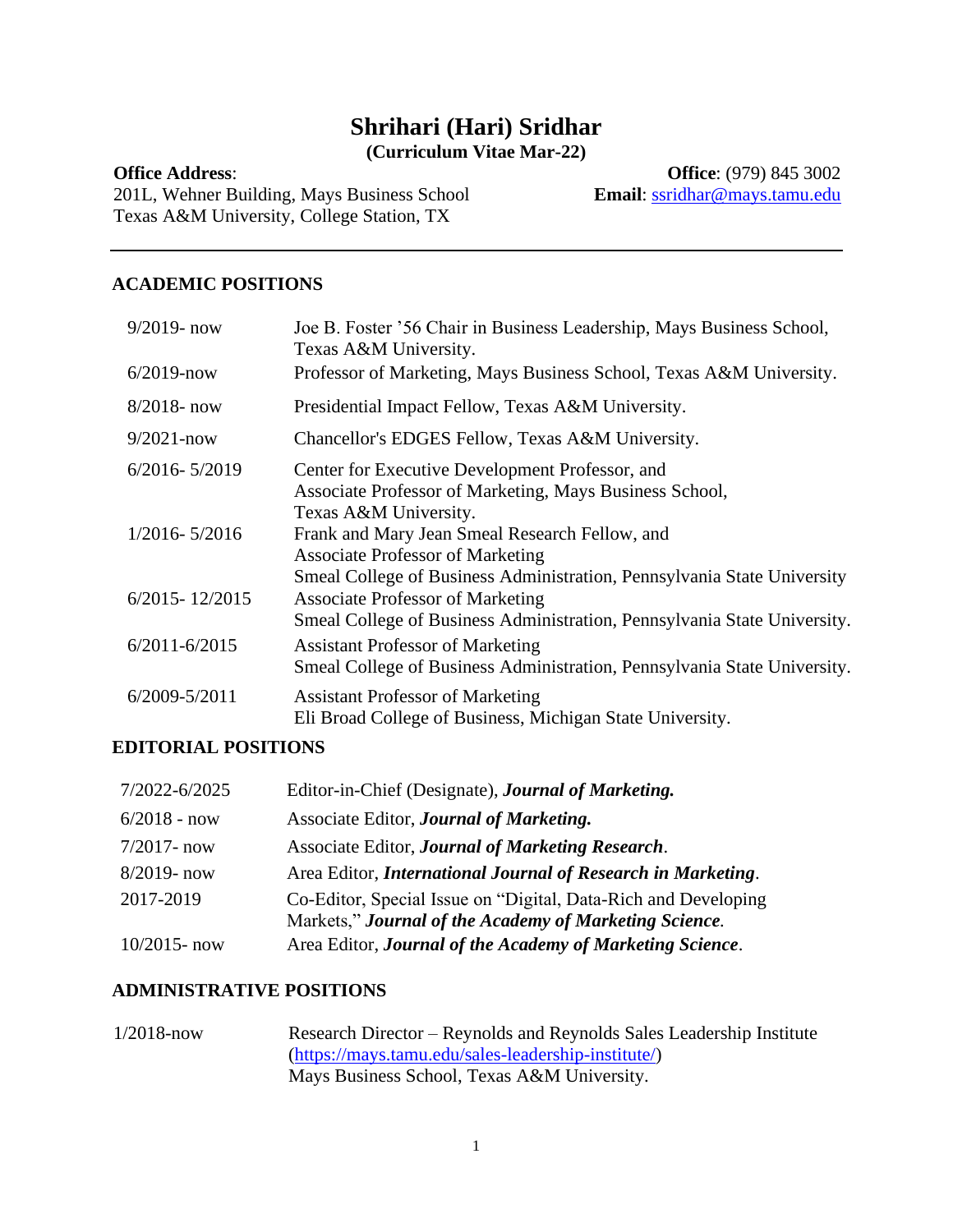# Shrihari (Hari) Sridhar

**(Curriculum Vitae Mar-22)**

**Office Address**:
201L, Wehner Building, Mays Business School
Texas A&M University, College Station, TX

**Office**: (979) 845 3002
**Email**: ssridhar@mays.tamu.edu

---

## ACADEMIC POSITIONS

| | |
|---|---|
| 9/2019- now | Joe B. Foster '56 Chair in Business Leadership, Mays Business School, Texas A&M University. |
| 6/2019-now | Professor of Marketing, Mays Business School, Texas A&M University. |
| 8/2018- now | Presidential Impact Fellow, Texas A&M University. |
| 9/2021-now | Chancellor's EDGES Fellow, Texas A&M University. |
| 6/2016- 5/2019 | Center for Executive Development Professor, and Associate Professor of Marketing, Mays Business School, Texas A&M University. |
| 1/2016- 5/2016 | Frank and Mary Jean Smeal Research Fellow, and Associate Professor of Marketing Smeal College of Business Administration, Pennsylvania State University |
| 6/2015- 12/2015 | Associate Professor of Marketing Smeal College of Business Administration, Pennsylvania State University. |
| 6/2011-6/2015 | Assistant Professor of Marketing Smeal College of Business Administration, Pennsylvania State University. |
| 6/2009-5/2011 | Assistant Professor of Marketing Eli Broad College of Business, Michigan State University. |

## EDITORIAL POSITIONS

| | |
|---|---|
| 7/2022-6/2025 | Editor-in-Chief (Designate), ***Journal of Marketing.*** |
| 6/2018 - now | Associate Editor, ***Journal of Marketing.*** |
| 7/2017- now | Associate Editor, ***Journal of Marketing Research***. |
| 8/2019- now | Area Editor, ***International Journal of Research in Marketing***. |
| 2017-2019 | Co-Editor, Special Issue on "Digital, Data-Rich and Developing Markets," ***Journal of the Academy of Marketing Science.*** |
| 10/2015- now | Area Editor, ***Journal of the Academy of Marketing Science***. |

## ADMINISTRATIVE POSITIONS

| | |
|---|---|
| 1/2018-now | Research Director – Reynolds and Reynolds Sales Leadership Institute (https://mays.tamu.edu/sales-leadership-institute/) Mays Business School, Texas A&M University. |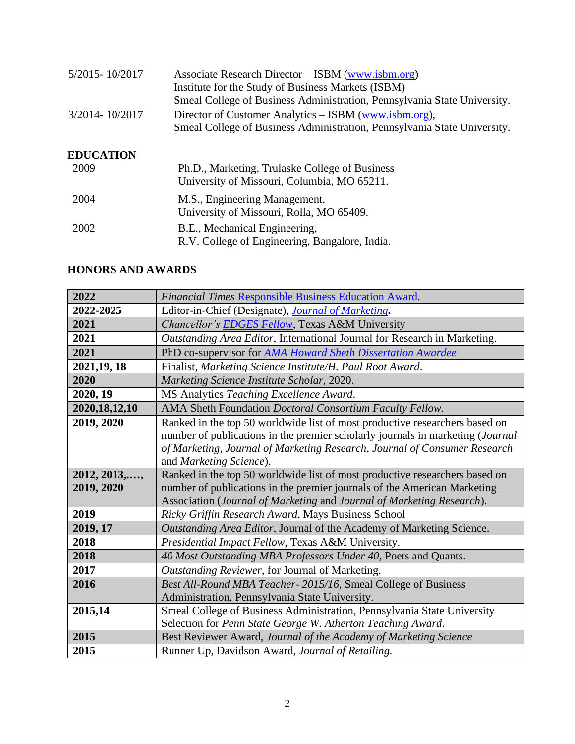| | |
|---|---|
| 5/2015- 10/2017 | Associate Research Director – ISBM (www.isbm.org)<br>Institute for the Study of Business Markets (ISBM)<br>Smeal College of Business Administration, Pennsylvania State University. |
| 3/2014- 10/2017 | Director of Customer Analytics – ISBM (www.isbm.org),<br>Smeal College of Business Administration, Pennsylvania State University. |

## EDUCATION

| | |
|---|---|
| 2009 | Ph.D., Marketing, Trulaske College of Business<br>University of Missouri, Columbia, MO 65211. |
| 2004 | M.S., Engineering Management,<br>University of Missouri, Rolla, MO 65409. |
| 2002 | B.E., Mechanical Engineering,<br>R.V. College of Engineering, Bangalore, India. |

## HONORS AND AWARDS

| | |
|---|---|
| **2022** | *Financial Times* Responsible Business Education Award. |
| **2022-2025** | Editor-in-Chief (Designate), *Journal of Marketing*. |
| **2021** | *Chancellor's EDGES Fellow*, Texas A&M University |
| **2021** | *Outstanding Area Editor*, International Journal for Research in Marketing. |
| **2021** | PhD co-supervisor for *AMA Howard Sheth Dissertation Awardee* |
| **2021,19, 18** | Finalist, *Marketing Science Institute/H. Paul Root Award*. |
| **2020** | *Marketing Science Institute Scholar*, 2020. |
| **2020, 19** | MS Analytics *Teaching Excellence Award*. |
| **2020,18,12,10** | AMA Sheth Foundation *Doctoral Consortium Faculty Fellow.* |
| **2019, 2020** | Ranked in the top 50 worldwide list of most productive researchers based on number of publications in the premier scholarly journals in marketing (*Journal of Marketing*, *Journal of Marketing Research*, *Journal of Consumer Research* and *Marketing Science*). |
| **2012, 2013,…., 2019, 2020** | Ranked in the top 50 worldwide list of most productive researchers based on number of publications in the premier journals of the American Marketing Association (*Journal of Marketing* and *Journal of Marketing Research*). |
| **2019** | *Ricky Griffin Research Award*, Mays Business School |
| **2019, 17** | *Outstanding Area Editor*, Journal of the Academy of Marketing Science. |
| **2018** | *Presidential Impact Fellow*, Texas A&M University. |
| **2018** | *40 Most Outstanding MBA Professors Under 40,* Poets and Quants. |
| **2017** | *Outstanding Reviewer*, for Journal of Marketing. |
| **2016** | *Best All-Round MBA Teacher- 2015/16,* Smeal College of Business Administration, Pennsylvania State University. |
| **2015,14** | Smeal College of Business Administration, Pennsylvania State University Selection for *Penn State George W. Atherton Teaching Award*. |
| **2015** | Best Reviewer Award, *Journal of the Academy of Marketing Science* |
| **2015** | Runner Up, Davidson Award, *Journal of Retailing.* |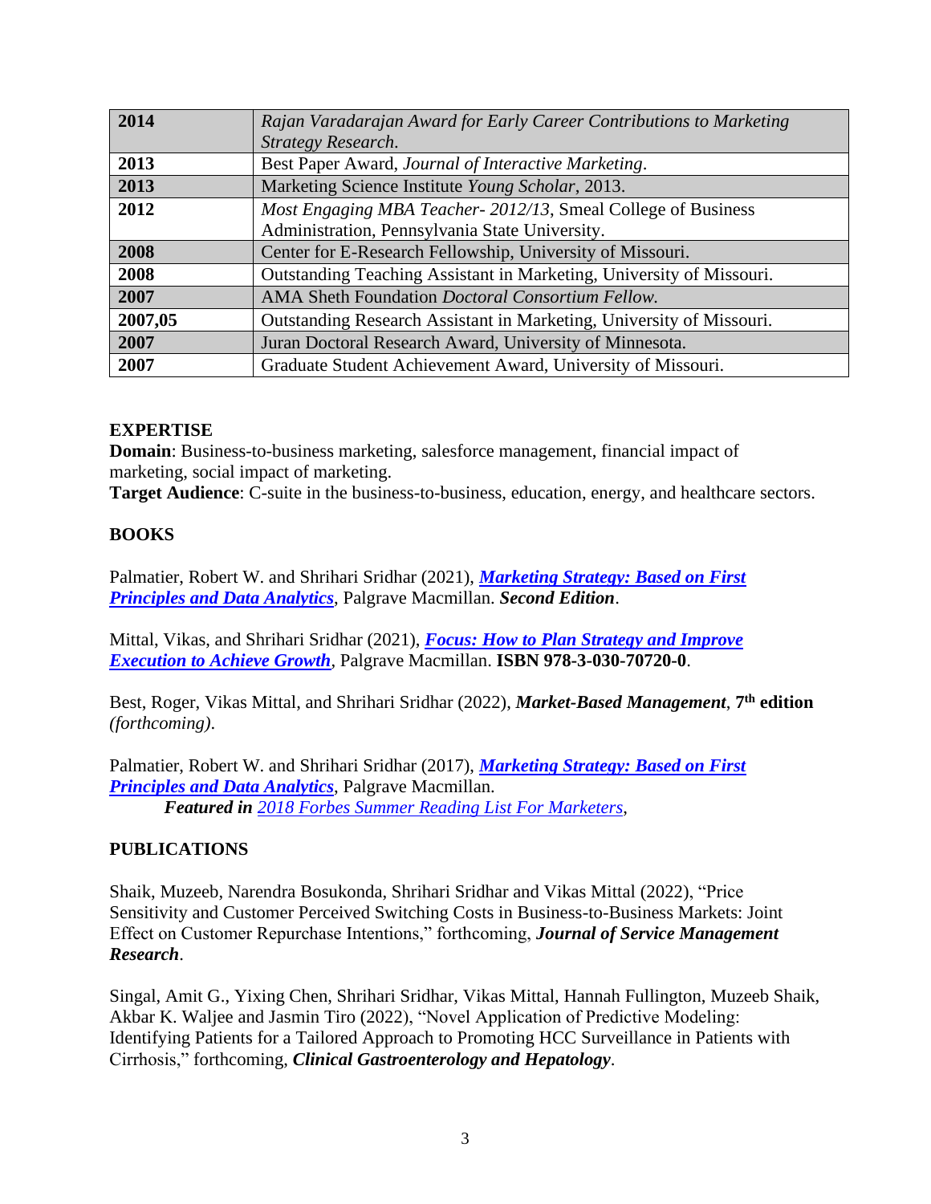| | |
|---|---|
| **2014** | *Rajan Varadarajan Award for Early Career Contributions to Marketing Strategy Research.* |
| **2013** | Best Paper Award, *Journal of Interactive Marketing*. |
| **2013** | Marketing Science Institute *Young Scholar*, 2013. |
| **2012** | *Most Engaging MBA Teacher- 2012/13*, Smeal College of Business Administration, Pennsylvania State University. |
| **2008** | Center for E-Research Fellowship, University of Missouri. |
| **2008** | Outstanding Teaching Assistant in Marketing, University of Missouri. |
| **2007** | AMA Sheth Foundation *Doctoral Consortium Fellow.* |
| **2007,05** | Outstanding Research Assistant in Marketing, University of Missouri. |
| **2007** | Juran Doctoral Research Award, University of Minnesota. |
| **2007** | Graduate Student Achievement Award, University of Missouri. |

## EXPERTISE

**Domain**: Business-to-business marketing, salesforce management, financial impact of marketing, social impact of marketing.
**Target Audience**: C-suite in the business-to-business, education, energy, and healthcare sectors.

## BOOKS

Palmatier, Robert W. and Shrihari Sridhar (2021), ***Marketing Strategy: Based on First Principles and Data Analytics***, Palgrave Macmillan. ***Second Edition***.

Mittal, Vikas, and Shrihari Sridhar (2021), ***Focus: How to Plan Strategy and Improve Execution to Achieve Growth***, Palgrave Macmillan. **ISBN 978-3-030-70720-0**.

Best, Roger, Vikas Mittal, and Shrihari Sridhar (2022), ***Market-Based Management***, **7th edition** *(forthcoming)*.

Palmatier, Robert W. and Shrihari Sridhar (2017), ***Marketing Strategy: Based on First Principles and Data Analytics***, Palgrave Macmillan.
***Featured in*** *2018 Forbes Summer Reading List For Marketers*,

## PUBLICATIONS

Shaik, Muzeeb, Narendra Bosukonda, Shrihari Sridhar and Vikas Mittal (2022), "Price Sensitivity and Customer Perceived Switching Costs in Business-to-Business Markets: Joint Effect on Customer Repurchase Intentions," forthcoming, ***Journal of Service Management Research***.

Singal, Amit G., Yixing Chen, Shrihari Sridhar, Vikas Mittal, Hannah Fullington, Muzeeb Shaik, Akbar K. Waljee and Jasmin Tiro (2022), "Novel Application of Predictive Modeling: Identifying Patients for a Tailored Approach to Promoting HCC Surveillance in Patients with Cirrhosis," forthcoming, ***Clinical Gastroenterology and Hepatology***.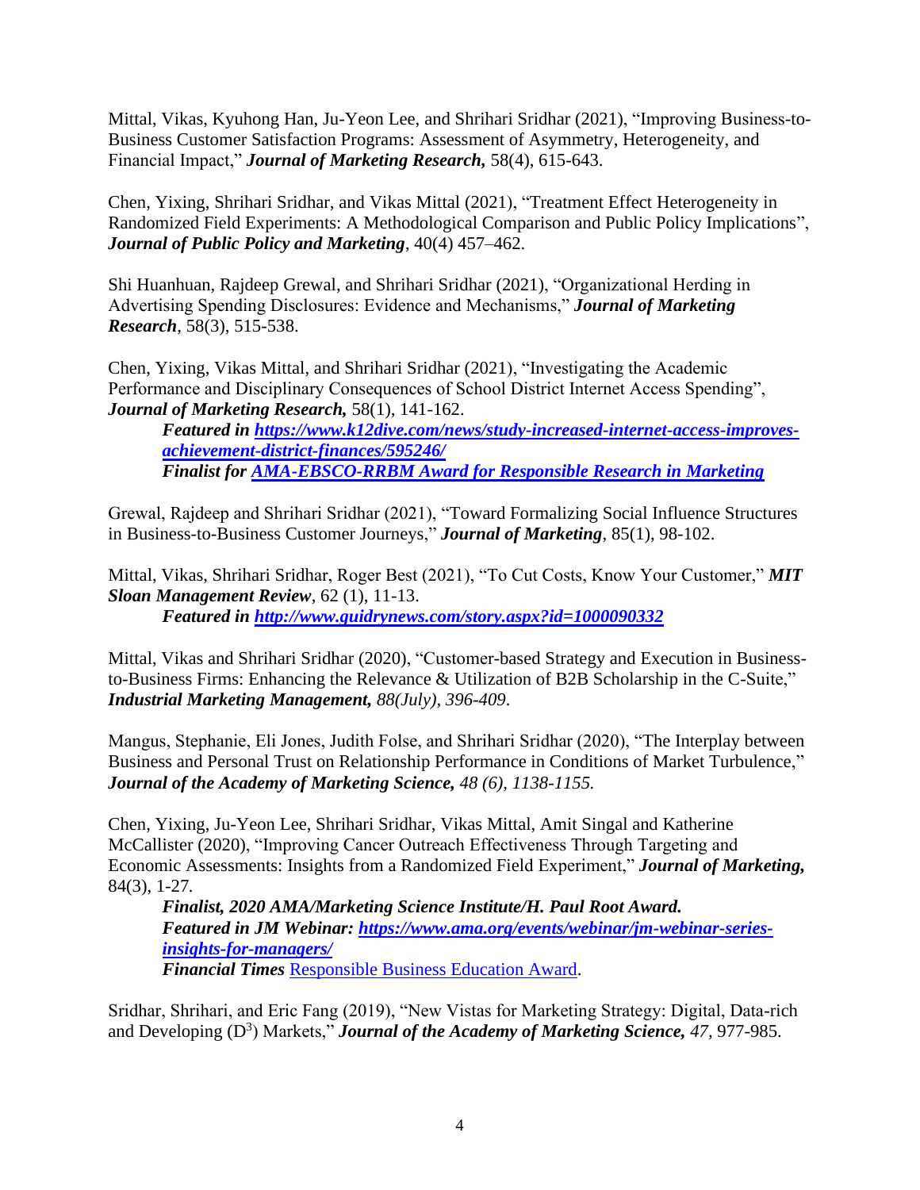Mittal, Vikas, Kyuhong Han, Ju-Yeon Lee, and Shrihari Sridhar (2021), "Improving Business-to-Business Customer Satisfaction Programs: Assessment of Asymmetry, Heterogeneity, and Financial Impact," ***Journal of Marketing Research,*** 58(4), 615-643.

Chen, Yixing, Shrihari Sridhar, and Vikas Mittal (2021), "Treatment Effect Heterogeneity in Randomized Field Experiments: A Methodological Comparison and Public Policy Implications", ***Journal of Public Policy and Marketing***, 40(4) 457–462.

Shi Huanhuan, Rajdeep Grewal, and Shrihari Sridhar (2021), "Organizational Herding in Advertising Spending Disclosures: Evidence and Mechanisms," ***Journal of Marketing Research***, 58(3), 515-538.

Chen, Yixing, Vikas Mittal, and Shrihari Sridhar (2021), "Investigating the Academic Performance and Disciplinary Consequences of School District Internet Access Spending", ***Journal of Marketing Research,*** 58(1), 141-162.

> ***Featured in [https://www.k12dive.com/news/study-increased-internet-access-improves-achievement-district-finances/595246/](https://www.k12dive.com/news/study-increased-internet-access-improves-achievement-district-finances/595246/)***
> ***Finalist for [AMA-EBSCO-RRBM Award for Responsible Research in Marketing]()***

Grewal, Rajdeep and Shrihari Sridhar (2021), "Toward Formalizing Social Influence Structures in Business-to-Business Customer Journeys," ***Journal of Marketing***, 85(1), 98-102.

Mittal, Vikas, Shrihari Sridhar, Roger Best (2021), "To Cut Costs, Know Your Customer," ***MIT Sloan Management Review***, 62 (1), 11-13.

> ***Featured in [http://www.guidrynews.com/story.aspx?id=1000090332](http://www.guidrynews.com/story.aspx?id=1000090332)***

Mittal, Vikas and Shrihari Sridhar (2020), "Customer-based Strategy and Execution in Business-to-Business Firms: Enhancing the Relevance & Utilization of B2B Scholarship in the C-Suite," ***Industrial Marketing Management,*** *88(July), 396-409*.

Mangus, Stephanie, Eli Jones, Judith Folse, and Shrihari Sridhar (2020), "The Interplay between Business and Personal Trust on Relationship Performance in Conditions of Market Turbulence," ***Journal of the Academy of Marketing Science,*** *48 (6), 1138-1155.*

Chen, Yixing, Ju-Yeon Lee, Shrihari Sridhar, Vikas Mittal, Amit Singal and Katherine McCallister (2020), "Improving Cancer Outreach Effectiveness Through Targeting and Economic Assessments: Insights from a Randomized Field Experiment," ***Journal of Marketing,*** 84(3), 1-27.

> ***Finalist, 2020 AMA/Marketing Science Institute/H. Paul Root Award.***
> ***Featured in JM Webinar: [https://www.ama.org/events/webinar/jm-webinar-series-insights-for-managers/](https://www.ama.org/events/webinar/jm-webinar-series-insights-for-managers/)***
> ***Financial Times*** [Responsible Business Education Award]().

Sridhar, Shrihari, and Eric Fang (2019), "New Vistas for Marketing Strategy: Digital, Data-rich and Developing ($D^3$) Markets," ***Journal of the Academy of Marketing Science,*** *47*, 977-985.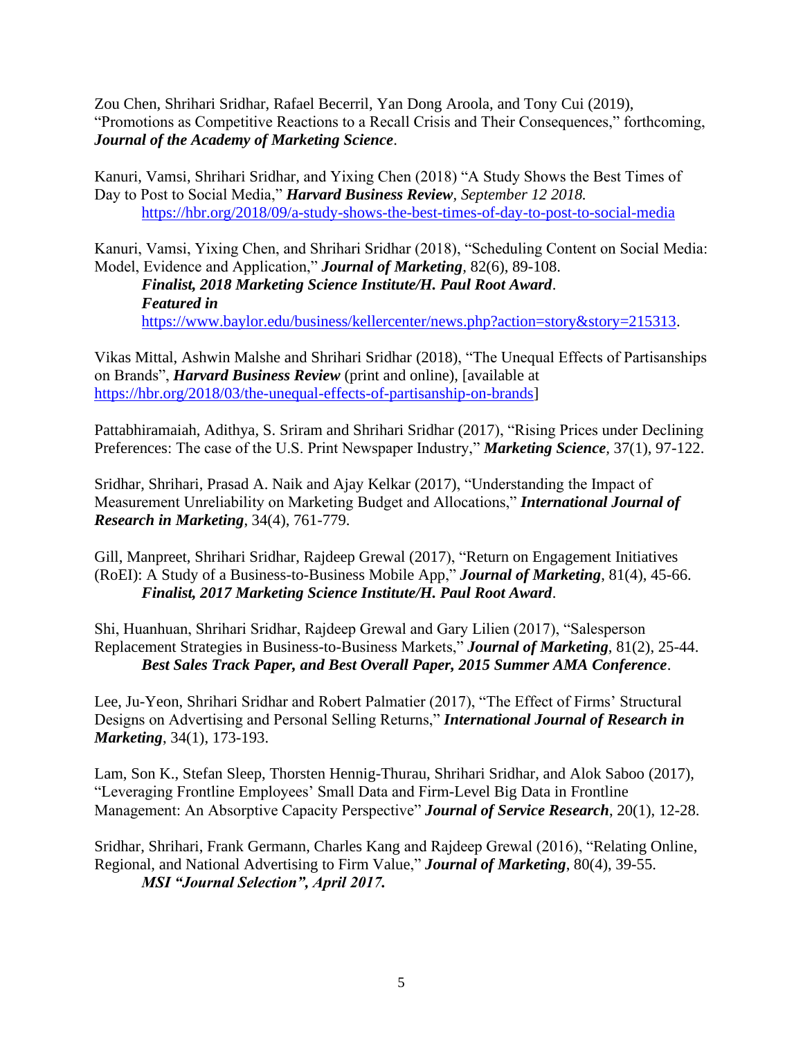Zou Chen, Shrihari Sridhar, Rafael Becerril, Yan Dong Aroola, and Tony Cui (2019), "Promotions as Competitive Reactions to a Recall Crisis and Their Consequences," forthcoming, ***Journal of the Academy of Marketing Science***.

Kanuri, Vamsi, Shrihari Sridhar, and Yixing Chen (2018) "A Study Shows the Best Times of Day to Post to Social Media," ***Harvard Business Review***, *September 12 2018.*
https://hbr.org/2018/09/a-study-shows-the-best-times-of-day-to-post-to-social-media

Kanuri, Vamsi, Yixing Chen, and Shrihari Sridhar (2018), "Scheduling Content on Social Media: Model, Evidence and Application," ***Journal of Marketing***, 82(6), 89-108.
***Finalist, 2018 Marketing Science Institute/H. Paul Root Award***.
***Featured in***
https://www.baylor.edu/business/kellercenter/news.php?action=story&story=215313.

Vikas Mittal, Ashwin Malshe and Shrihari Sridhar (2018), "The Unequal Effects of Partisanships on Brands", ***Harvard Business Review*** (print and online), [available at https://hbr.org/2018/03/the-unequal-effects-of-partisanship-on-brands]

Pattabhiramaiah, Adithya, S. Sriram and Shrihari Sridhar (2017), "Rising Prices under Declining Preferences: The case of the U.S. Print Newspaper Industry," ***Marketing Science***, 37(1), 97-122.

Sridhar, Shrihari, Prasad A. Naik and Ajay Kelkar (2017), "Understanding the Impact of Measurement Unreliability on Marketing Budget and Allocations," ***International Journal of Research in Marketing***, 34(4), 761-779.

Gill, Manpreet, Shrihari Sridhar, Rajdeep Grewal (2017), "Return on Engagement Initiatives (RoEI): A Study of a Business-to-Business Mobile App," ***Journal of Marketing***, 81(4), 45-66.
***Finalist, 2017 Marketing Science Institute/H. Paul Root Award***.

Shi, Huanhuan, Shrihari Sridhar, Rajdeep Grewal and Gary Lilien (2017), "Salesperson Replacement Strategies in Business-to-Business Markets," ***Journal of Marketing***, 81(2), 25-44.
***Best Sales Track Paper, and Best Overall Paper, 2015 Summer AMA Conference***.

Lee, Ju-Yeon, Shrihari Sridhar and Robert Palmatier (2017), "The Effect of Firms' Structural Designs on Advertising and Personal Selling Returns," ***International Journal of Research in Marketing***, 34(1), 173-193.

Lam, Son K., Stefan Sleep, Thorsten Hennig-Thurau, Shrihari Sridhar, and Alok Saboo (2017), "Leveraging Frontline Employees' Small Data and Firm-Level Big Data in Frontline Management: An Absorptive Capacity Perspective" ***Journal of Service Research***, 20(1), 12-28.

Sridhar, Shrihari, Frank Germann, Charles Kang and Rajdeep Grewal (2016), "Relating Online, Regional, and National Advertising to Firm Value," ***Journal of Marketing***, 80(4), 39-55.
***MSI "Journal Selection", April 2017.***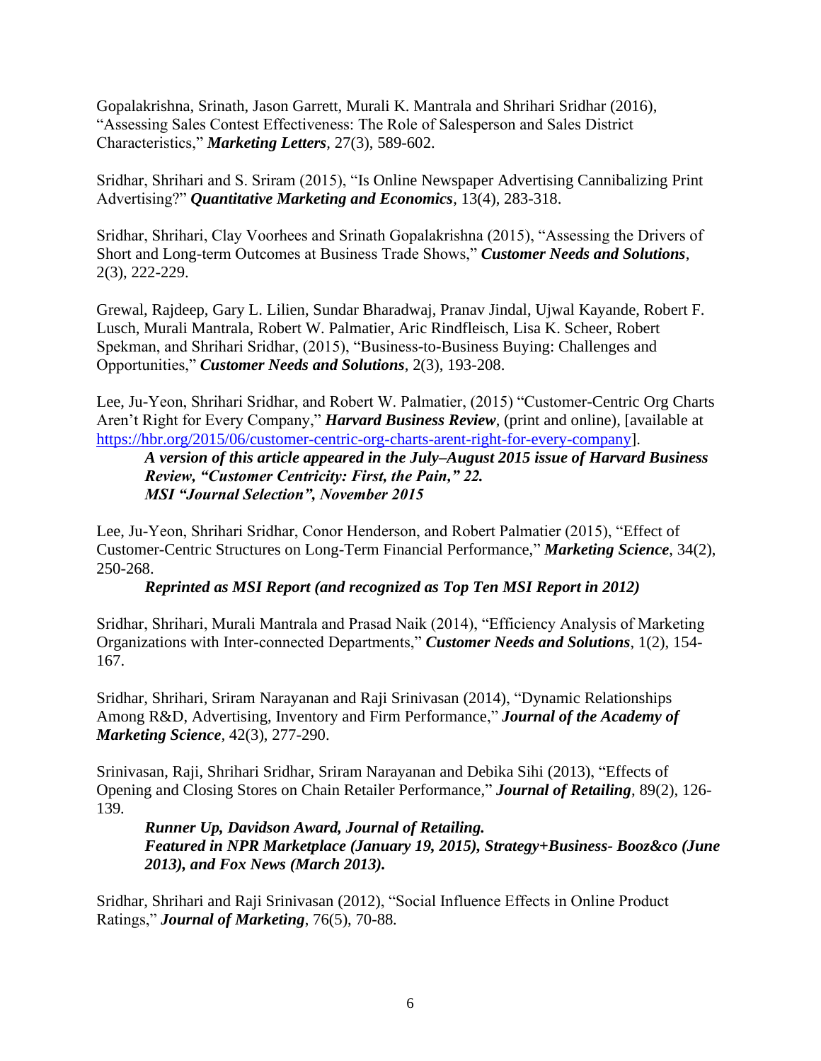Gopalakrishna, Srinath, Jason Garrett, Murali K. Mantrala and Shrihari Sridhar (2016), "Assessing Sales Contest Effectiveness: The Role of Salesperson and Sales District Characteristics," ***Marketing Letters***, 27(3), 589-602.

Sridhar, Shrihari and S. Sriram (2015), "Is Online Newspaper Advertising Cannibalizing Print Advertising?" ***Quantitative Marketing and Economics***, 13(4), 283-318.

Sridhar, Shrihari, Clay Voorhees and Srinath Gopalakrishna (2015), "Assessing the Drivers of Short and Long-term Outcomes at Business Trade Shows," ***Customer Needs and Solutions***, 2(3), 222-229.

Grewal, Rajdeep, Gary L. Lilien, Sundar Bharadwaj, Pranav Jindal, Ujwal Kayande, Robert F. Lusch, Murali Mantrala, Robert W. Palmatier, Aric Rindfleisch, Lisa K. Scheer, Robert Spekman, and Shrihari Sridhar, (2015), "Business-to-Business Buying: Challenges and Opportunities," ***Customer Needs and Solutions***, 2(3), 193-208.

Lee, Ju-Yeon, Shrihari Sridhar, and Robert W. Palmatier, (2015) "Customer-Centric Org Charts Aren't Right for Every Company," ***Harvard Business Review***, (print and online), [available at https://hbr.org/2015/06/customer-centric-org-charts-arent-right-for-every-company].

> ***A version of this article appeared in the July–August 2015 issue of Harvard Business Review, "Customer Centricity: First, the Pain," 22.***
> ***MSI "Journal Selection", November 2015***

Lee, Ju-Yeon, Shrihari Sridhar, Conor Henderson, and Robert Palmatier (2015), "Effect of Customer-Centric Structures on Long-Term Financial Performance," ***Marketing Science***, 34(2), 250-268.

> ***Reprinted as MSI Report (and recognized as Top Ten MSI Report in 2012)***

Sridhar, Shrihari, Murali Mantrala and Prasad Naik (2014), "Efficiency Analysis of Marketing Organizations with Inter-connected Departments," ***Customer Needs and Solutions***, 1(2), 154-167.

Sridhar, Shrihari, Sriram Narayanan and Raji Srinivasan (2014), "Dynamic Relationships Among R&D, Advertising, Inventory and Firm Performance," ***Journal of the Academy of Marketing Science***, 42(3), 277-290.

Srinivasan, Raji, Shrihari Sridhar, Sriram Narayanan and Debika Sihi (2013), "Effects of Opening and Closing Stores on Chain Retailer Performance," ***Journal of Retailing***, 89(2), 126-139.

> ***Runner Up, Davidson Award, Journal of Retailing.***
> ***Featured in NPR Marketplace (January 19, 2015), Strategy+Business- Booz&co (June 2013), and Fox News (March 2013).***

Sridhar, Shrihari and Raji Srinivasan (2012), "Social Influence Effects in Online Product Ratings," ***Journal of Marketing***, 76(5), 70-88.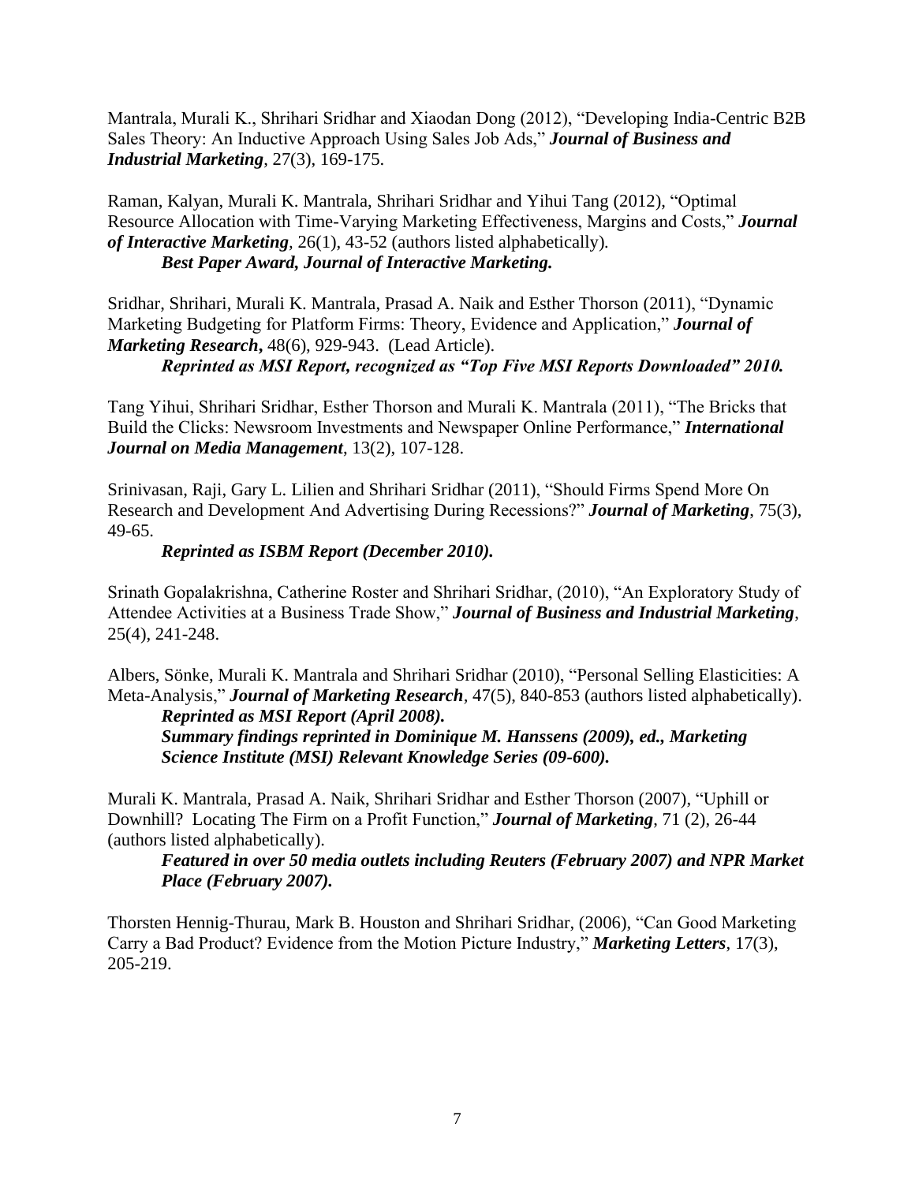Mantrala, Murali K., Shrihari Sridhar and Xiaodan Dong (2012), "Developing India-Centric B2B Sales Theory: An Inductive Approach Using Sales Job Ads," ***Journal of Business and Industrial Marketing***, 27(3), 169-175.

Raman, Kalyan, Murali K. Mantrala, Shrihari Sridhar and Yihui Tang (2012), "Optimal Resource Allocation with Time-Varying Marketing Effectiveness, Margins and Costs," ***Journal of Interactive Marketing***, 26(1), 43-52 (authors listed alphabetically).
    ***Best Paper Award, Journal of Interactive Marketing.***

Sridhar, Shrihari, Murali K. Mantrala, Prasad A. Naik and Esther Thorson (2011), "Dynamic Marketing Budgeting for Platform Firms: Theory, Evidence and Application," ***Journal of Marketing Research*****,** 48(6), 929-943. (Lead Article).
    ***Reprinted as MSI Report, recognized as "Top Five MSI Reports Downloaded" 2010.***

Tang Yihui, Shrihari Sridhar, Esther Thorson and Murali K. Mantrala (2011), "The Bricks that Build the Clicks: Newsroom Investments and Newspaper Online Performance," ***International Journal on Media Management***, 13(2), 107-128.

Srinivasan, Raji, Gary L. Lilien and Shrihari Sridhar (2011), "Should Firms Spend More On Research and Development And Advertising During Recessions?" ***Journal of Marketing***, 75(3), 49-65.
    ***Reprinted as ISBM Report (December 2010).***

Srinath Gopalakrishna, Catherine Roster and Shrihari Sridhar, (2010), "An Exploratory Study of Attendee Activities at a Business Trade Show," ***Journal of Business and Industrial Marketing***, 25(4), 241-248.

Albers, Sönke, Murali K. Mantrala and Shrihari Sridhar (2010), "Personal Selling Elasticities: A Meta-Analysis," ***Journal of Marketing Research***, 47(5), 840-853 (authors listed alphabetically).
    ***Reprinted as MSI Report (April 2008).***
    ***Summary findings reprinted in Dominique M. Hanssens (2009), ed., Marketing Science Institute (MSI) Relevant Knowledge Series (09-600).***

Murali K. Mantrala, Prasad A. Naik, Shrihari Sridhar and Esther Thorson (2007), "Uphill or Downhill? Locating The Firm on a Profit Function," ***Journal of Marketing***, 71 (2), 26-44 (authors listed alphabetically).
    ***Featured in over 50 media outlets including Reuters (February 2007) and NPR Market Place (February 2007).***

Thorsten Hennig-Thurau, Mark B. Houston and Shrihari Sridhar, (2006), "Can Good Marketing Carry a Bad Product? Evidence from the Motion Picture Industry," ***Marketing Letters***, 17(3), 205-219.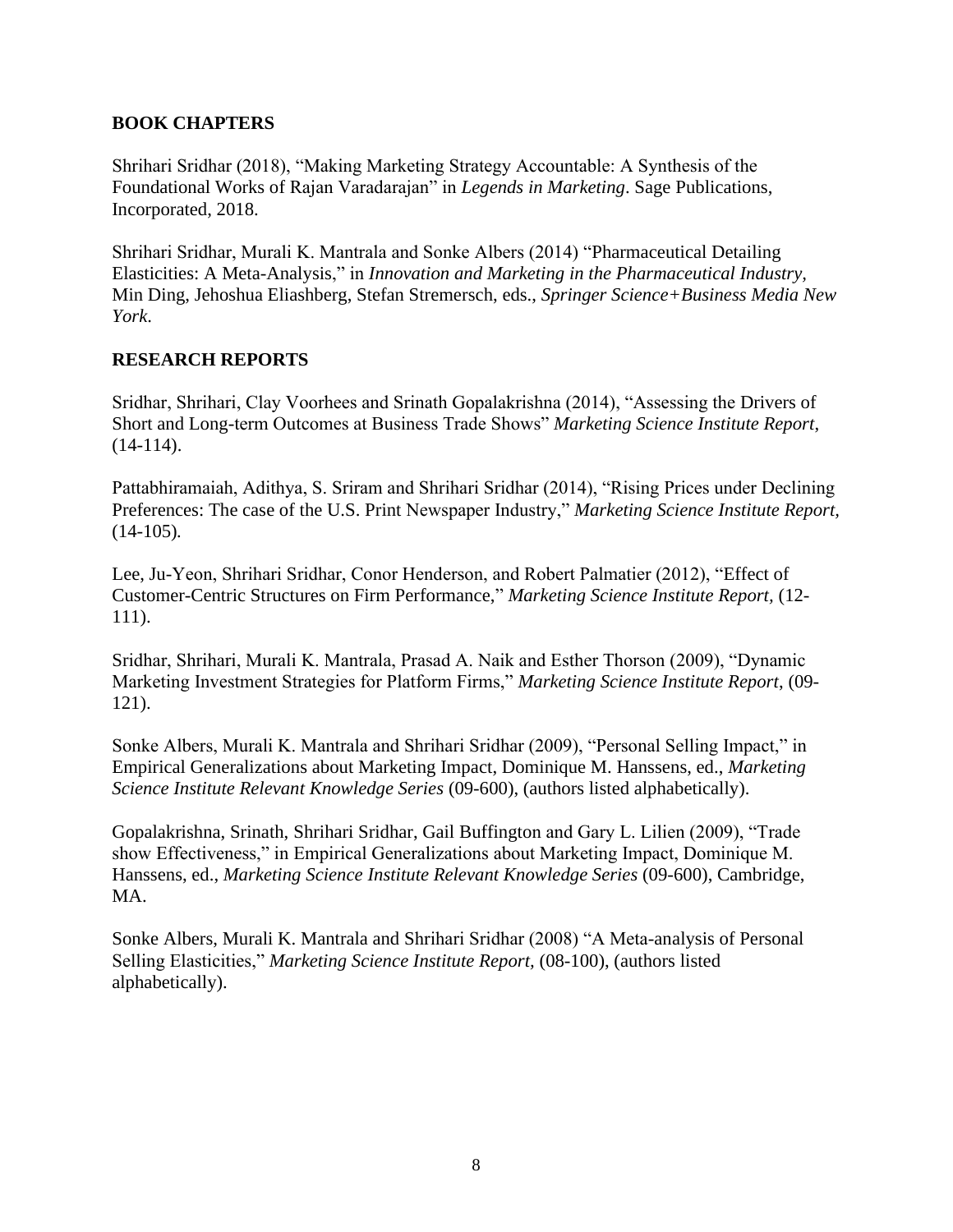## BOOK CHAPTERS

Shrihari Sridhar (2018), "Making Marketing Strategy Accountable: A Synthesis of the Foundational Works of Rajan Varadarajan" in *Legends in Marketing*. Sage Publications, Incorporated, 2018.

Shrihari Sridhar, Murali K. Mantrala and Sonke Albers (2014) "Pharmaceutical Detailing Elasticities: A Meta-Analysis," in *Innovation and Marketing in the Pharmaceutical Industry*, Min Ding, Jehoshua Eliashberg, Stefan Stremersch, eds., *Springer Science+Business Media New York*.

## RESEARCH REPORTS

Sridhar, Shrihari, Clay Voorhees and Srinath Gopalakrishna (2014), "Assessing the Drivers of Short and Long-term Outcomes at Business Trade Shows" *Marketing Science Institute Report*, (14-114).

Pattabhiramaiah, Adithya, S. Sriram and Shrihari Sridhar (2014), "Rising Prices under Declining Preferences: The case of the U.S. Print Newspaper Industry," *Marketing Science Institute Report*, (14-105).

Lee, Ju-Yeon, Shrihari Sridhar, Conor Henderson, and Robert Palmatier (2012), "Effect of Customer-Centric Structures on Firm Performance," *Marketing Science Institute Report*, (12-111).

Sridhar, Shrihari, Murali K. Mantrala, Prasad A. Naik and Esther Thorson (2009), "Dynamic Marketing Investment Strategies for Platform Firms," *Marketing Science Institute Report*, (09-121).

Sonke Albers, Murali K. Mantrala and Shrihari Sridhar (2009), "Personal Selling Impact," in Empirical Generalizations about Marketing Impact, Dominique M. Hanssens, ed., *Marketing Science Institute Relevant Knowledge Series* (09-600), (authors listed alphabetically).

Gopalakrishna, Srinath, Shrihari Sridhar, Gail Buffington and Gary L. Lilien (2009), "Trade show Effectiveness," in Empirical Generalizations about Marketing Impact, Dominique M. Hanssens, ed., *Marketing Science Institute Relevant Knowledge Series* (09-600), Cambridge, MA.

Sonke Albers, Murali K. Mantrala and Shrihari Sridhar (2008) "A Meta-analysis of Personal Selling Elasticities," *Marketing Science Institute Report,* (08-100), (authors listed alphabetically).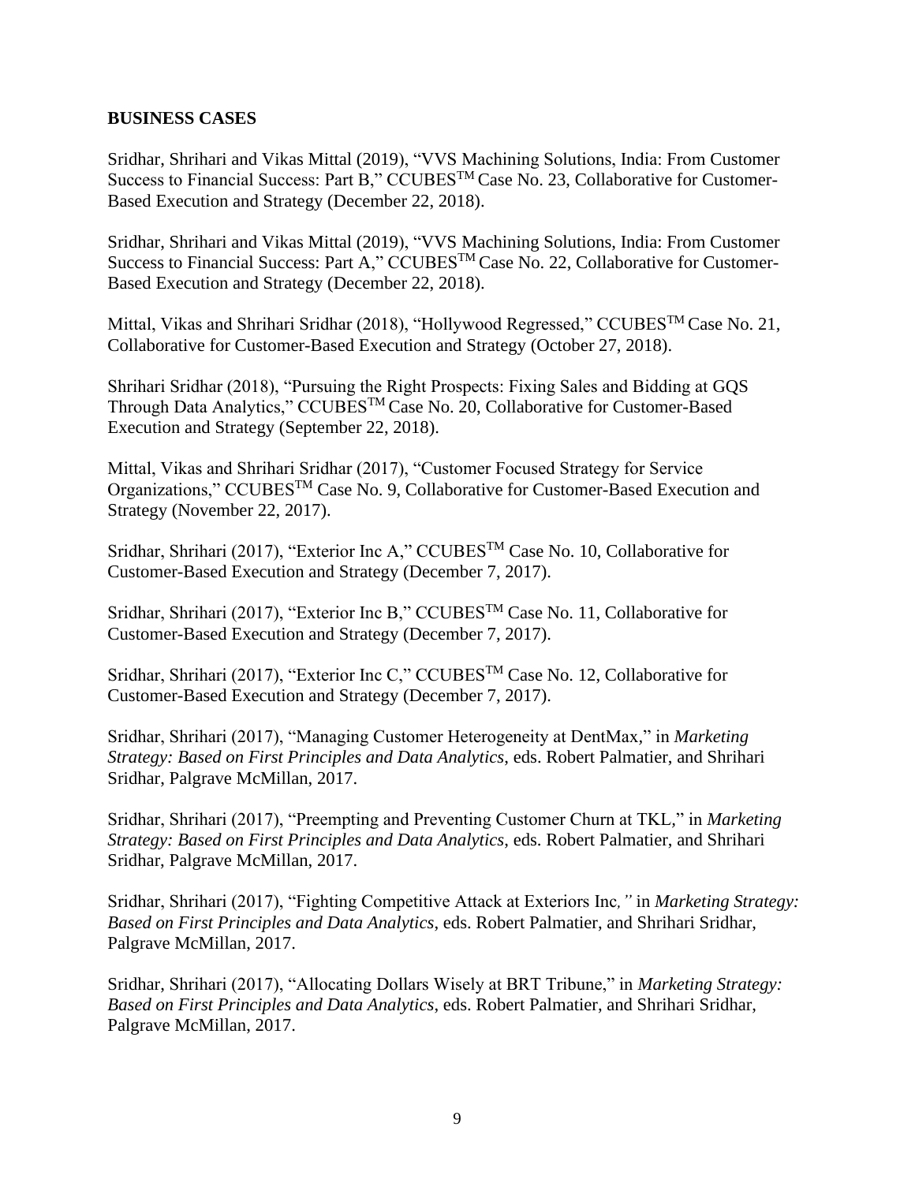**BUSINESS CASES**

Sridhar, Shrihari and Vikas Mittal (2019), "VVS Machining Solutions, India: From Customer Success to Financial Success: Part B," CCUBES$^{TM}$ Case No. 23, Collaborative for Customer-Based Execution and Strategy (December 22, 2018).

Sridhar, Shrihari and Vikas Mittal (2019), "VVS Machining Solutions, India: From Customer Success to Financial Success: Part A," CCUBES$^{TM}$ Case No. 22, Collaborative for Customer-Based Execution and Strategy (December 22, 2018).

Mittal, Vikas and Shrihari Sridhar (2018), "Hollywood Regressed," CCUBES$^{TM}$ Case No. 21, Collaborative for Customer-Based Execution and Strategy (October 27, 2018).

Shrihari Sridhar (2018), "Pursuing the Right Prospects: Fixing Sales and Bidding at GQS Through Data Analytics," CCUBES$^{TM}$ Case No. 20, Collaborative for Customer-Based Execution and Strategy (September 22, 2018).

Mittal, Vikas and Shrihari Sridhar (2017), "Customer Focused Strategy for Service Organizations," CCUBES$^{TM}$ Case No. 9, Collaborative for Customer-Based Execution and Strategy (November 22, 2017).

Sridhar, Shrihari (2017), "Exterior Inc A," CCUBES$^{TM}$ Case No. 10, Collaborative for Customer-Based Execution and Strategy (December 7, 2017).

Sridhar, Shrihari (2017), "Exterior Inc B," CCUBES$^{TM}$ Case No. 11, Collaborative for Customer-Based Execution and Strategy (December 7, 2017).

Sridhar, Shrihari (2017), "Exterior Inc C," CCUBES$^{TM}$ Case No. 12, Collaborative for Customer-Based Execution and Strategy (December 7, 2017).

Sridhar, Shrihari (2017), "Managing Customer Heterogeneity at DentMax," in *Marketing Strategy: Based on First Principles and Data Analytics*, eds. Robert Palmatier, and Shrihari Sridhar, Palgrave McMillan, 2017.

Sridhar, Shrihari (2017), "Preempting and Preventing Customer Churn at TKL," in *Marketing Strategy: Based on First Principles and Data Analytics*, eds. Robert Palmatier, and Shrihari Sridhar, Palgrave McMillan, 2017.

Sridhar, Shrihari (2017), "Fighting Competitive Attack at Exteriors Inc*,"* in *Marketing Strategy: Based on First Principles and Data Analytics*, eds. Robert Palmatier, and Shrihari Sridhar, Palgrave McMillan, 2017.

Sridhar, Shrihari (2017), "Allocating Dollars Wisely at BRT Tribune," in *Marketing Strategy: Based on First Principles and Data Analytics*, eds. Robert Palmatier, and Shrihari Sridhar, Palgrave McMillan, 2017.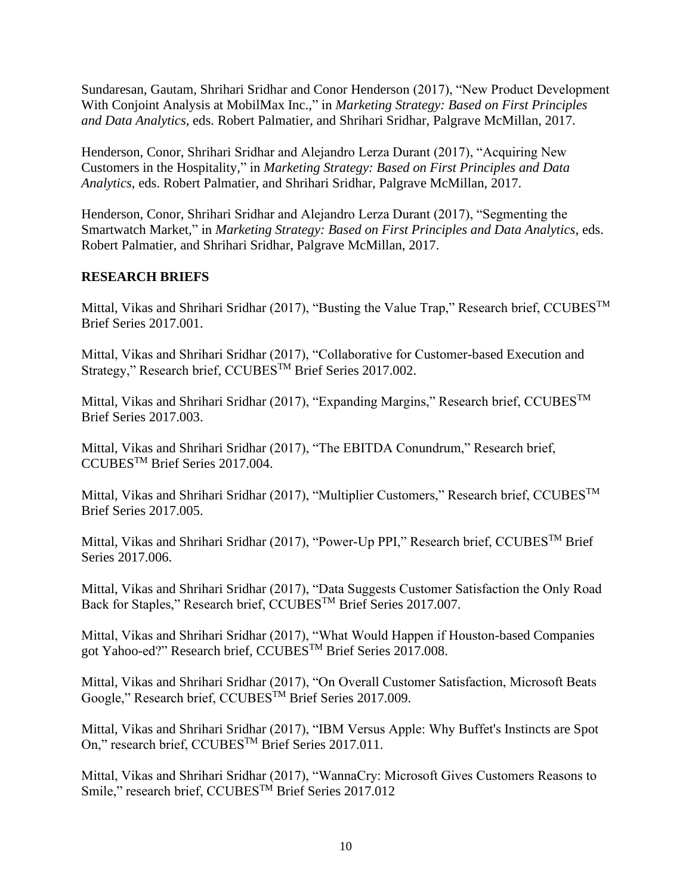Sundaresan, Gautam, Shrihari Sridhar and Conor Henderson (2017), "New Product Development With Conjoint Analysis at MobilMax Inc.," in *Marketing Strategy: Based on First Principles and Data Analytics*, eds. Robert Palmatier, and Shrihari Sridhar, Palgrave McMillan, 2017.

Henderson, Conor, Shrihari Sridhar and Alejandro Lerza Durant (2017), "Acquiring New Customers in the Hospitality," in *Marketing Strategy: Based on First Principles and Data Analytics*, eds. Robert Palmatier, and Shrihari Sridhar, Palgrave McMillan, 2017.

Henderson, Conor, Shrihari Sridhar and Alejandro Lerza Durant (2017), "Segmenting the Smartwatch Market," in *Marketing Strategy: Based on First Principles and Data Analytics*, eds. Robert Palmatier, and Shrihari Sridhar, Palgrave McMillan, 2017.

## RESEARCH BRIEFS

Mittal, Vikas and Shrihari Sridhar (2017), "Busting the Value Trap," Research brief, CCUBES™ Brief Series 2017.001.

Mittal, Vikas and Shrihari Sridhar (2017), "Collaborative for Customer-based Execution and Strategy," Research brief, CCUBES™ Brief Series 2017.002.

Mittal, Vikas and Shrihari Sridhar (2017), "Expanding Margins," Research brief, CCUBES™ Brief Series 2017.003.

Mittal, Vikas and Shrihari Sridhar (2017), "The EBITDA Conundrum," Research brief, CCUBES™ Brief Series 2017.004.

Mittal, Vikas and Shrihari Sridhar (2017), "Multiplier Customers," Research brief, CCUBES™ Brief Series 2017.005.

Mittal, Vikas and Shrihari Sridhar (2017), "Power-Up PPI," Research brief, CCUBES™ Brief Series 2017.006.

Mittal, Vikas and Shrihari Sridhar (2017), "Data Suggests Customer Satisfaction the Only Road Back for Staples," Research brief, CCUBES™ Brief Series 2017.007.

Mittal, Vikas and Shrihari Sridhar (2017), "What Would Happen if Houston-based Companies got Yahoo-ed?" Research brief, CCUBES™ Brief Series 2017.008.

Mittal, Vikas and Shrihari Sridhar (2017), "On Overall Customer Satisfaction, Microsoft Beats Google," Research brief, CCUBES™ Brief Series 2017.009.

Mittal, Vikas and Shrihari Sridhar (2017), "IBM Versus Apple: Why Buffet's Instincts are Spot On," research brief, CCUBES™ Brief Series 2017.011.

Mittal, Vikas and Shrihari Sridhar (2017), "WannaCry: Microsoft Gives Customers Reasons to Smile," research brief, CCUBES™ Brief Series 2017.012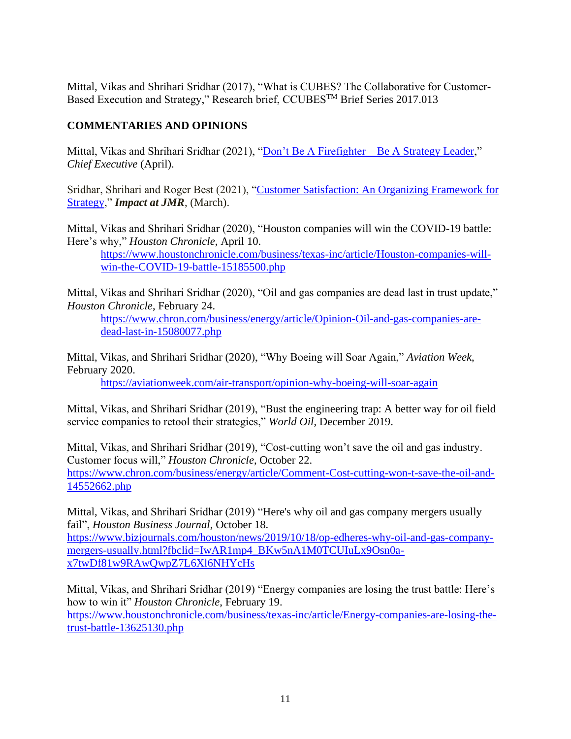Mittal, Vikas and Shrihari Sridhar (2017), "What is CUBES? The Collaborative for Customer-Based Execution and Strategy," Research brief, CCUBES™ Brief Series 2017.013

## COMMENTARIES AND OPINIONS

Mittal, Vikas and Shrihari Sridhar (2021), "[Don't Be A Firefighter—Be A Strategy Leader](#)," *Chief Executive* (April).

Sridhar, Shrihari and Roger Best (2021), "[Customer Satisfaction: An Organizing Framework for Strategy](#)," ***Impact at JMR***, (March).

Mittal, Vikas and Shrihari Sridhar (2020), "Houston companies will win the COVID-19 battle: Here's why," *Houston Chronicle*, April 10.
https://www.houstonchronicle.com/business/texas-inc/article/Houston-companies-will-win-the-COVID-19-battle-15185500.php

Mittal, Vikas and Shrihari Sridhar (2020), "Oil and gas companies are dead last in trust update," *Houston Chronicle*, February 24.
https://www.chron.com/business/energy/article/Opinion-Oil-and-gas-companies-are-dead-last-in-15080077.php

Mittal, Vikas, and Shrihari Sridhar (2020), "Why Boeing will Soar Again," *Aviation Week*, February 2020.
https://aviationweek.com/air-transport/opinion-why-boeing-will-soar-again

Mittal, Vikas, and Shrihari Sridhar (2019), "Bust the engineering trap: A better way for oil field service companies to retool their strategies," *World Oil*, December 2019.

Mittal, Vikas, and Shrihari Sridhar (2019), "Cost-cutting won't save the oil and gas industry. Customer focus will," *Houston Chronicle*, October 22.
https://www.chron.com/business/energy/article/Comment-Cost-cutting-won-t-save-the-oil-and-14552662.php

Mittal, Vikas, and Shrihari Sridhar (2019) "Here's why oil and gas company mergers usually fail", *Houston Business Journal*, October 18.
https://www.bizjournals.com/houston/news/2019/10/18/op-edheres-why-oil-and-gas-company-mergers-usually.html?fbclid=IwAR1mp4_BKw5nA1M0TCUIuLx9Osn0a-x7twDf81w9RAwQwpZ7L6Xl6NHYcHs

Mittal, Vikas, and Shrihari Sridhar (2019) "Energy companies are losing the trust battle: Here's how to win it" *Houston Chronicle*, February 19.
https://www.houstonchronicle.com/business/texas-inc/article/Energy-companies-are-losing-the-trust-battle-13625130.php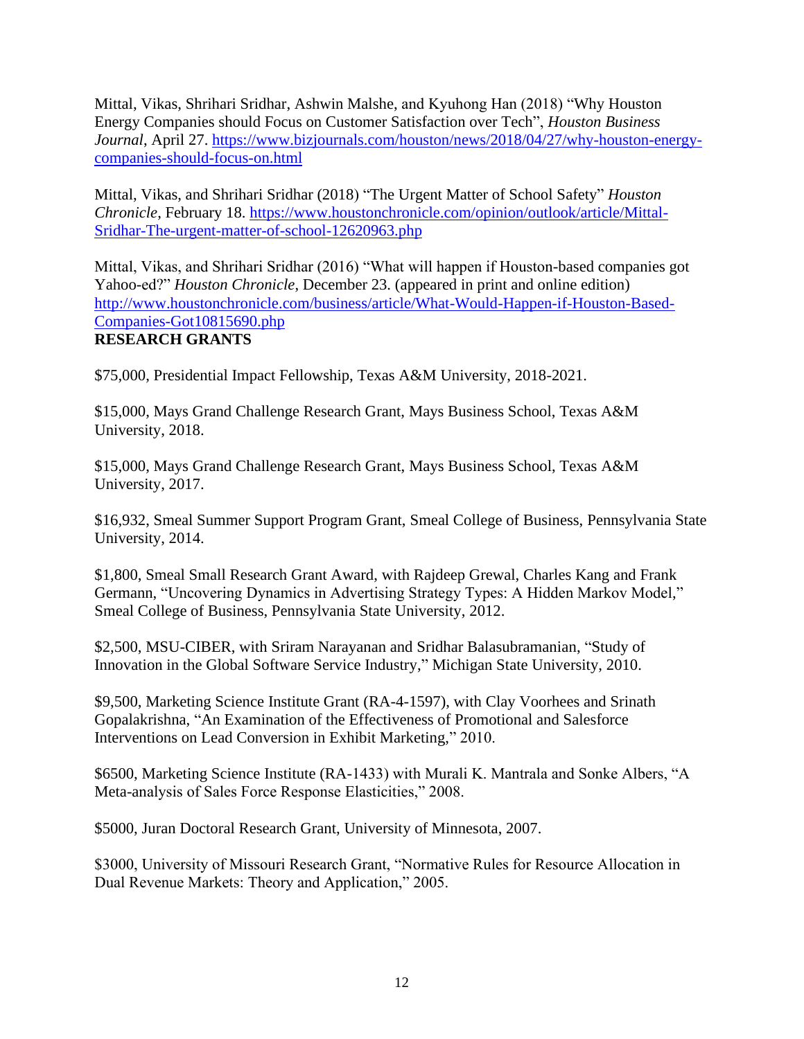Mittal, Vikas, Shrihari Sridhar, Ashwin Malshe, and Kyuhong Han (2018) "Why Houston Energy Companies should Focus on Customer Satisfaction over Tech", *Houston Business Journal*, April 27. https://www.bizjournals.com/houston/news/2018/04/27/why-houston-energy-companies-should-focus-on.html

Mittal, Vikas, and Shrihari Sridhar (2018) "The Urgent Matter of School Safety" *Houston Chronicle*, February 18. https://www.houstonchronicle.com/opinion/outlook/article/Mittal-Sridhar-The-urgent-matter-of-school-12620963.php

Mittal, Vikas, and Shrihari Sridhar (2016) "What will happen if Houston-based companies got Yahoo-ed?" *Houston Chronicle*, December 23. (appeared in print and online edition) http://www.houstonchronicle.com/business/article/What-Would-Happen-if-Houston-Based-Companies-Got10815690.php

## RESEARCH GRANTS

$75,000, Presidential Impact Fellowship, Texas A&M University, 2018-2021.

$15,000, Mays Grand Challenge Research Grant, Mays Business School, Texas A&M University, 2018.

$15,000, Mays Grand Challenge Research Grant, Mays Business School, Texas A&M University, 2017.

$16,932, Smeal Summer Support Program Grant, Smeal College of Business, Pennsylvania State University, 2014.

$1,800, Smeal Small Research Grant Award, with Rajdeep Grewal, Charles Kang and Frank Germann, "Uncovering Dynamics in Advertising Strategy Types: A Hidden Markov Model," Smeal College of Business, Pennsylvania State University, 2012.

$2,500, MSU-CIBER, with Sriram Narayanan and Sridhar Balasubramanian, "Study of Innovation in the Global Software Service Industry," Michigan State University, 2010.

$9,500, Marketing Science Institute Grant (RA-4-1597), with Clay Voorhees and Srinath Gopalakrishna, "An Examination of the Effectiveness of Promotional and Salesforce Interventions on Lead Conversion in Exhibit Marketing," 2010.

$6500, Marketing Science Institute (RA-1433) with Murali K. Mantrala and Sonke Albers, "A Meta-analysis of Sales Force Response Elasticities," 2008.

$5000, Juran Doctoral Research Grant, University of Minnesota, 2007.

$3000, University of Missouri Research Grant, "Normative Rules for Resource Allocation in Dual Revenue Markets: Theory and Application," 2005.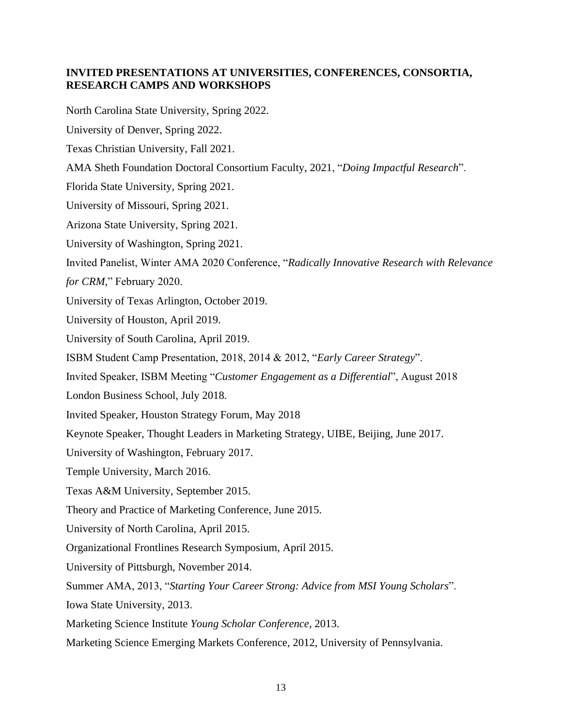## INVITED PRESENTATIONS AT UNIVERSITIES, CONFERENCES, CONSORTIA, RESEARCH CAMPS AND WORKSHOPS

North Carolina State University, Spring 2022.

University of Denver, Spring 2022.

Texas Christian University, Fall 2021.

AMA Sheth Foundation Doctoral Consortium Faculty, 2021, "*Doing Impactful Research*".

Florida State University, Spring 2021.

University of Missouri, Spring 2021.

Arizona State University, Spring 2021.

University of Washington, Spring 2021.

Invited Panelist, Winter AMA 2020 Conference, "*Radically Innovative Research with Relevance for CRM,*" February 2020.

University of Texas Arlington, October 2019.

University of Houston, April 2019.

University of South Carolina, April 2019.

ISBM Student Camp Presentation, 2018, 2014 & 2012, "*Early Career Strategy*".

Invited Speaker, ISBM Meeting "*Customer Engagement as a Differential*", August 2018

London Business School, July 2018.

Invited Speaker, Houston Strategy Forum, May 2018

Keynote Speaker, Thought Leaders in Marketing Strategy, UIBE, Beijing, June 2017.

University of Washington, February 2017.

Temple University, March 2016.

Texas A&M University, September 2015.

Theory and Practice of Marketing Conference, June 2015.

University of North Carolina, April 2015.

Organizational Frontlines Research Symposium, April 2015.

University of Pittsburgh, November 2014.

Summer AMA, 2013, "*Starting Your Career Strong: Advice from MSI Young Scholars*".

Iowa State University, 2013.

Marketing Science Institute *Young Scholar Conference*, 2013.

Marketing Science Emerging Markets Conference, 2012, University of Pennsylvania.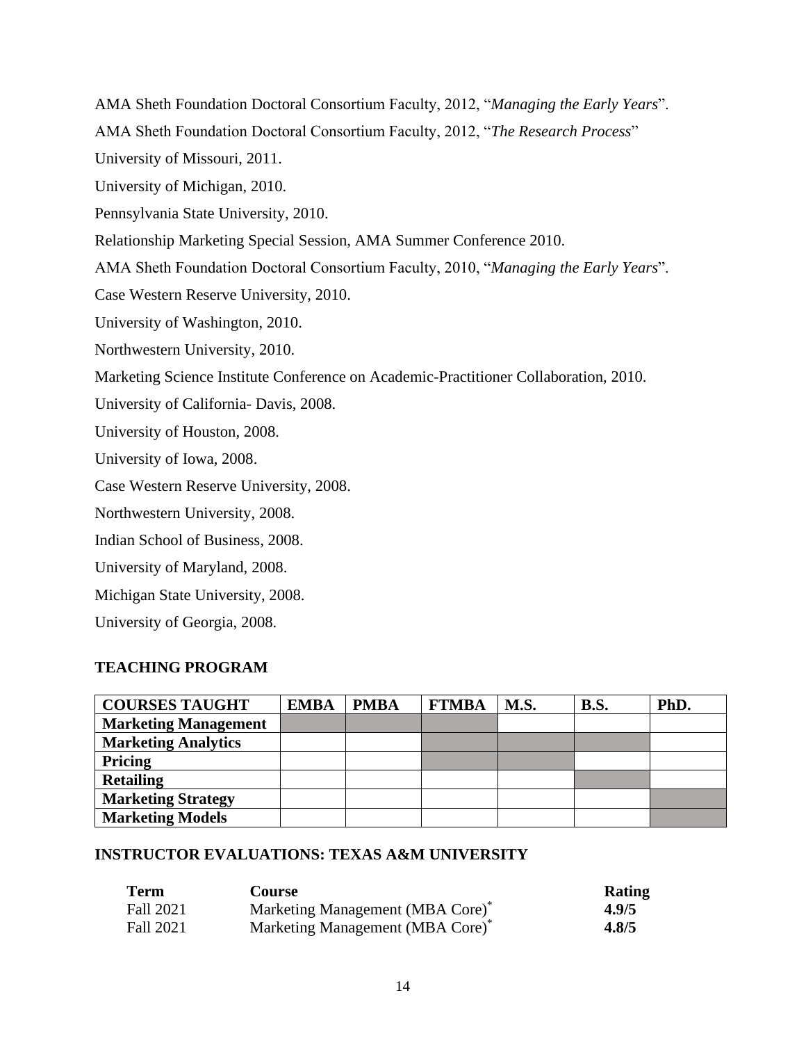AMA Sheth Foundation Doctoral Consortium Faculty, 2012, "*Managing the Early Years*".

AMA Sheth Foundation Doctoral Consortium Faculty, 2012, "*The Research Process*"

University of Missouri, 2011.

University of Michigan, 2010.

Pennsylvania State University, 2010.

Relationship Marketing Special Session, AMA Summer Conference 2010.

AMA Sheth Foundation Doctoral Consortium Faculty, 2010, "*Managing the Early Years*".

Case Western Reserve University, 2010.

University of Washington, 2010.

Northwestern University, 2010.

Marketing Science Institute Conference on Academic-Practitioner Collaboration, 2010.

University of California- Davis, 2008.

University of Houston, 2008.

University of Iowa, 2008.

Case Western Reserve University, 2008.

Northwestern University, 2008.

Indian School of Business, 2008.

University of Maryland, 2008.

Michigan State University, 2008.

University of Georgia, 2008.

## TEACHING PROGRAM

| COURSES TAUGHT | EMBA | PMBA | FTMBA | M.S. | B.S. | PhD. |
|---|---|---|---|---|---|---|
| **Marketing Management** | ■ | ■ | ■ | | | |
| **Marketing Analytics** | | | ■ | ■ | ■ | |
| **Pricing** | | | ■ | ■ | | |
| **Retailing** | | | | | ■ | |
| **Marketing Strategy** | | | | | | ■ |
| **Marketing Models** | | | | | | ■ |

## INSTRUCTOR EVALUATIONS: TEXAS A&M UNIVERSITY

| Term | Course | Rating |
|---|---|---|
| Fall 2021 | Marketing Management (MBA Core)* | **4.9/5** |
| Fall 2021 | Marketing Management (MBA Core)* | **4.8/5** |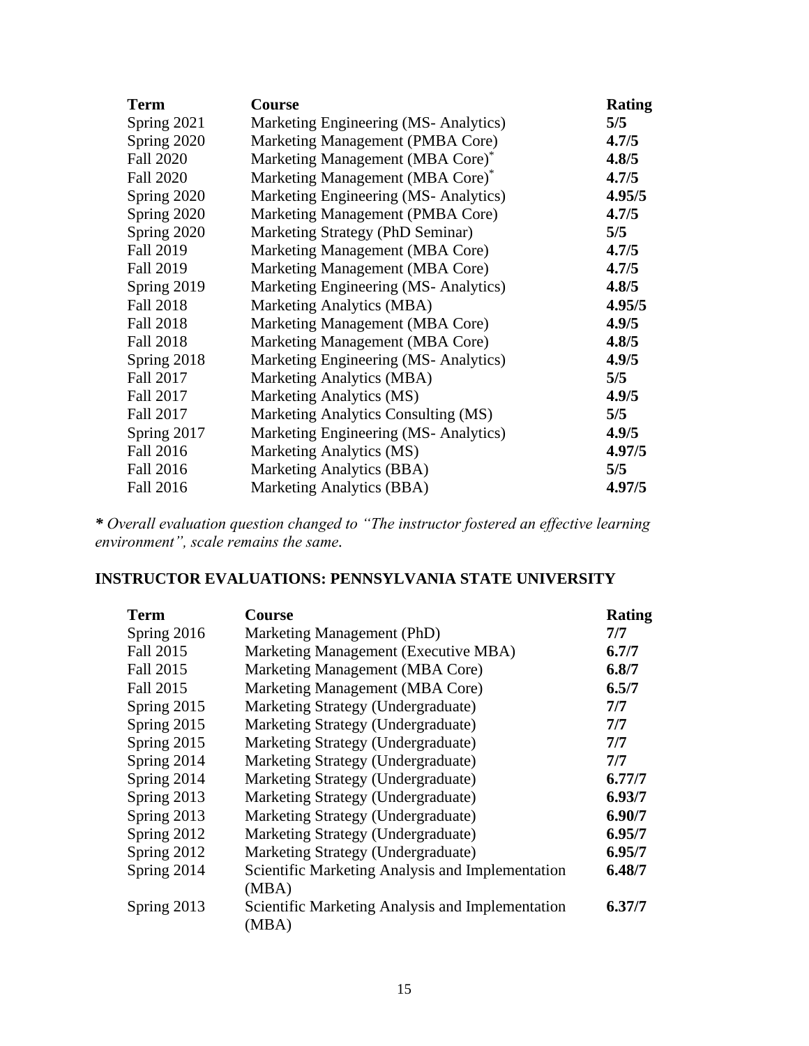| Term | Course | Rating |
|---|---|---|
| Spring 2021 | Marketing Engineering (MS- Analytics) | **5/5** |
| Spring 2020 | Marketing Management (PMBA Core) | **4.7/5** |
| Fall 2020 | Marketing Management (MBA Core)* | **4.8/5** |
| Fall 2020 | Marketing Management (MBA Core)* | **4.7/5** |
| Spring 2020 | Marketing Engineering (MS- Analytics) | **4.95/5** |
| Spring 2020 | Marketing Management (PMBA Core) | **4.7/5** |
| Spring 2020 | Marketing Strategy (PhD Seminar) | **5/5** |
| Fall 2019 | Marketing Management (MBA Core) | **4.7/5** |
| Fall 2019 | Marketing Management (MBA Core) | **4.7/5** |
| Spring 2019 | Marketing Engineering (MS- Analytics) | **4.8/5** |
| Fall 2018 | Marketing Analytics (MBA) | **4.95/5** |
| Fall 2018 | Marketing Management (MBA Core) | **4.9/5** |
| Fall 2018 | Marketing Management (MBA Core) | **4.8/5** |
| Spring 2018 | Marketing Engineering (MS- Analytics) | **4.9/5** |
| Fall 2017 | Marketing Analytics (MBA) | **5/5** |
| Fall 2017 | Marketing Analytics (MS) | **4.9/5** |
| Fall 2017 | Marketing Analytics Consulting (MS) | **5/5** |
| Spring 2017 | Marketing Engineering (MS- Analytics) | **4.9/5** |
| Fall 2016 | Marketing Analytics (MS) | **4.97/5** |
| Fall 2016 | Marketing Analytics (BBA) | **5/5** |
| Fall 2016 | Marketing Analytics (BBA) | **4.97/5** |

***** *Overall evaluation question changed to "The instructor fostered an effective learning environment", scale remains the same.*

## INSTRUCTOR EVALUATIONS: PENNSYLVANIA STATE UNIVERSITY

| Term | Course | Rating |
|---|---|---|
| Spring 2016 | Marketing Management (PhD) | **7/7** |
| Fall 2015 | Marketing Management (Executive MBA) | **6.7/7** |
| Fall 2015 | Marketing Management (MBA Core) | **6.8/7** |
| Fall 2015 | Marketing Management (MBA Core) | **6.5/7** |
| Spring 2015 | Marketing Strategy (Undergraduate) | **7/7** |
| Spring 2015 | Marketing Strategy (Undergraduate) | **7/7** |
| Spring 2015 | Marketing Strategy (Undergraduate) | **7/7** |
| Spring 2014 | Marketing Strategy (Undergraduate) | **7/7** |
| Spring 2014 | Marketing Strategy (Undergraduate) | **6.77/7** |
| Spring 2013 | Marketing Strategy (Undergraduate) | **6.93/7** |
| Spring 2013 | Marketing Strategy (Undergraduate) | **6.90/7** |
| Spring 2012 | Marketing Strategy (Undergraduate) | **6.95/7** |
| Spring 2012 | Marketing Strategy (Undergraduate) | **6.95/7** |
| Spring 2014 | Scientific Marketing Analysis and Implementation (MBA) | **6.48/7** |
| Spring 2013 | Scientific Marketing Analysis and Implementation (MBA) | **6.37/7** |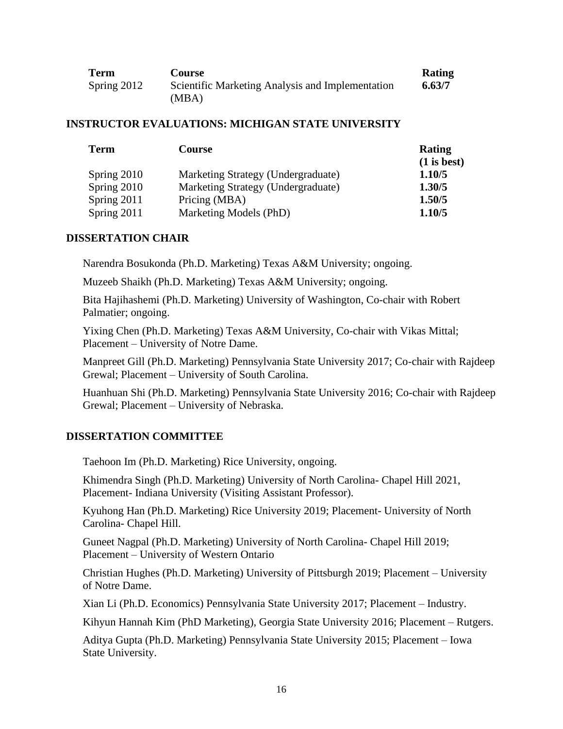| Term | Course | Rating |
| --- | --- | --- |
| Spring 2012 | Scientific Marketing Analysis and Implementation (MBA) | **6.63/7** |

## INSTRUCTOR EVALUATIONS: MICHIGAN STATE UNIVERSITY

| Term | Course | Rating (1 is best) |
| --- | --- | --- |
| Spring 2010 | Marketing Strategy (Undergraduate) | **1.10/5** |
| Spring 2010 | Marketing Strategy (Undergraduate) | **1.30/5** |
| Spring 2011 | Pricing (MBA) | **1.50/5** |
| Spring 2011 | Marketing Models (PhD) | **1.10/5** |

## DISSERTATION CHAIR

Narendra Bosukonda (Ph.D. Marketing) Texas A&M University; ongoing.

Muzeeb Shaikh (Ph.D. Marketing) Texas A&M University; ongoing.

Bita Hajihashemi (Ph.D. Marketing) University of Washington, Co-chair with Robert Palmatier; ongoing.

Yixing Chen (Ph.D. Marketing) Texas A&M University, Co-chair with Vikas Mittal; Placement – University of Notre Dame.

Manpreet Gill (Ph.D. Marketing) Pennsylvania State University 2017; Co-chair with Rajdeep Grewal; Placement – University of South Carolina.

Huanhuan Shi (Ph.D. Marketing) Pennsylvania State University 2016; Co-chair with Rajdeep Grewal; Placement – University of Nebraska.

## DISSERTATION COMMITTEE

Taehoon Im (Ph.D. Marketing) Rice University, ongoing.

Khimendra Singh (Ph.D. Marketing) University of North Carolina- Chapel Hill 2021, Placement- Indiana University (Visiting Assistant Professor).

Kyuhong Han (Ph.D. Marketing) Rice University 2019; Placement- University of North Carolina- Chapel Hill.

Guneet Nagpal (Ph.D. Marketing) University of North Carolina- Chapel Hill 2019; Placement – University of Western Ontario

Christian Hughes (Ph.D. Marketing) University of Pittsburgh 2019; Placement – University of Notre Dame.

Xian Li (Ph.D. Economics) Pennsylvania State University 2017; Placement – Industry.

Kihyun Hannah Kim (PhD Marketing), Georgia State University 2016; Placement – Rutgers.

Aditya Gupta (Ph.D. Marketing) Pennsylvania State University 2015; Placement – Iowa State University.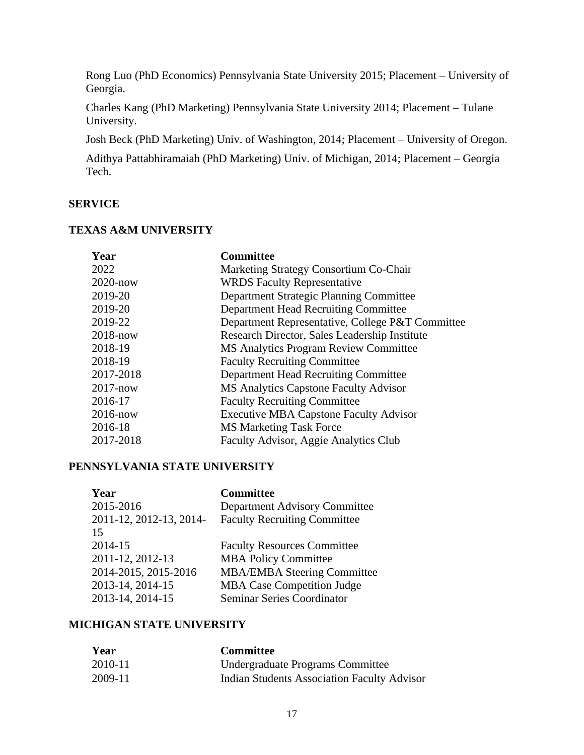Rong Luo (PhD Economics) Pennsylvania State University 2015; Placement – University of Georgia.

Charles Kang (PhD Marketing) Pennsylvania State University 2014; Placement – Tulane University.

Josh Beck (PhD Marketing) Univ. of Washington, 2014; Placement – University of Oregon.

Adithya Pattabhiramaiah (PhD Marketing) Univ. of Michigan, 2014; Placement – Georgia Tech.

## SERVICE

### TEXAS A&M UNIVERSITY

| Year | Committee |
|---|---|
| 2022 | Marketing Strategy Consortium Co-Chair |
| 2020-now | WRDS Faculty Representative |
| 2019-20 | Department Strategic Planning Committee |
| 2019-20 | Department Head Recruiting Committee |
| 2019-22 | Department Representative, College P&T Committee |
| 2018-now | Research Director, Sales Leadership Institute |
| 2018-19 | MS Analytics Program Review Committee |
| 2018-19 | Faculty Recruiting Committee |
| 2017-2018 | Department Head Recruiting Committee |
| 2017-now | MS Analytics Capstone Faculty Advisor |
| 2016-17 | Faculty Recruiting Committee |
| 2016-now | Executive MBA Capstone Faculty Advisor |
| 2016-18 | MS Marketing Task Force |
| 2017-2018 | Faculty Advisor, Aggie Analytics Club |

### PENNSYLVANIA STATE UNIVERSITY

| Year | Committee |
|---|---|
| 2015-2016 | Department Advisory Committee |
| 2011-12, 2012-13, 2014-15 | Faculty Recruiting Committee |
| 2014-15 | Faculty Resources Committee |
| 2011-12, 2012-13 | MBA Policy Committee |
| 2014-2015, 2015-2016 | MBA/EMBA Steering Committee |
| 2013-14, 2014-15 | MBA Case Competition Judge |
| 2013-14, 2014-15 | Seminar Series Coordinator |

### MICHIGAN STATE UNIVERSITY

| Year | Committee |
|---|---|
| 2010-11 | Undergraduate Programs Committee |
| 2009-11 | Indian Students Association Faculty Advisor |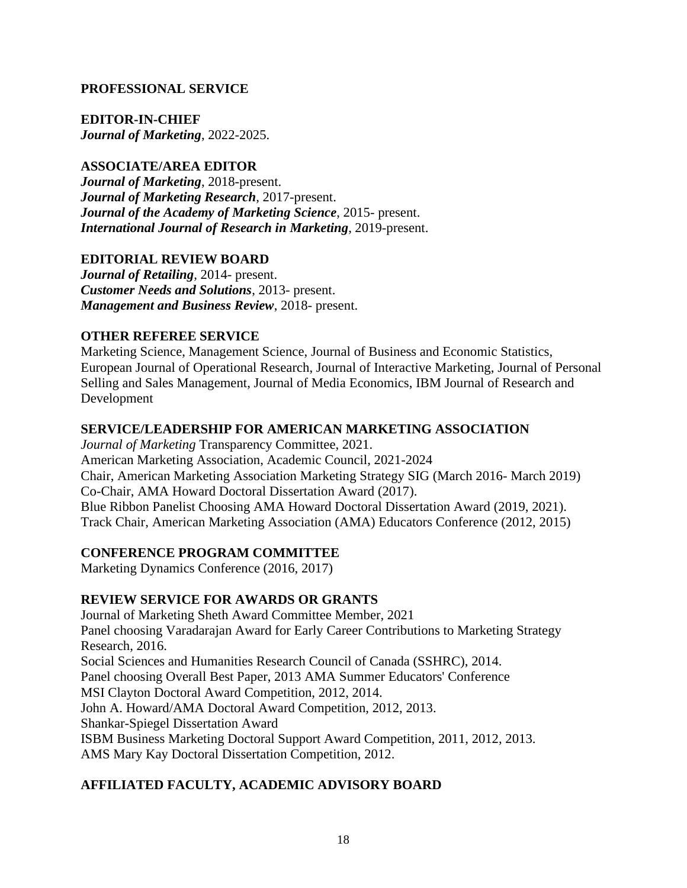## PROFESSIONAL SERVICE

### EDITOR-IN-CHIEF

***Journal of Marketing***, 2022-2025.

### ASSOCIATE/AREA EDITOR

***Journal of Marketing***, 2018-present.
***Journal of Marketing Research***, 2017-present.
***Journal of the Academy of Marketing Science***, 2015- present.
***International Journal of Research in Marketing***, 2019-present.

### EDITORIAL REVIEW BOARD

***Journal of Retailing***, 2014- present.
***Customer Needs and Solutions***, 2013- present.
***Management and Business Review***, 2018- present.

### OTHER REFEREE SERVICE

Marketing Science, Management Science, Journal of Business and Economic Statistics, European Journal of Operational Research, Journal of Interactive Marketing, Journal of Personal Selling and Sales Management, Journal of Media Economics, IBM Journal of Research and Development

### SERVICE/LEADERSHIP FOR AMERICAN MARKETING ASSOCIATION

*Journal of Marketing* Transparency Committee, 2021.
American Marketing Association, Academic Council, 2021-2024
Chair, American Marketing Association Marketing Strategy SIG (March 2016- March 2019)
Co-Chair, AMA Howard Doctoral Dissertation Award (2017).
Blue Ribbon Panelist Choosing AMA Howard Doctoral Dissertation Award (2019, 2021).
Track Chair, American Marketing Association (AMA) Educators Conference (2012, 2015)

### CONFERENCE PROGRAM COMMITTEE

Marketing Dynamics Conference (2016, 2017)

### REVIEW SERVICE FOR AWARDS OR GRANTS

Journal of Marketing Sheth Award Committee Member, 2021
Panel choosing Varadarajan Award for Early Career Contributions to Marketing Strategy Research, 2016.
Social Sciences and Humanities Research Council of Canada (SSHRC), 2014.
Panel choosing Overall Best Paper, 2013 AMA Summer Educators' Conference
MSI Clayton Doctoral Award Competition, 2012, 2014.
John A. Howard/AMA Doctoral Award Competition, 2012, 2013.
Shankar-Spiegel Dissertation Award
ISBM Business Marketing Doctoral Support Award Competition, 2011, 2012, 2013.
AMS Mary Kay Doctoral Dissertation Competition, 2012.

### AFFILIATED FACULTY, ACADEMIC ADVISORY BOARD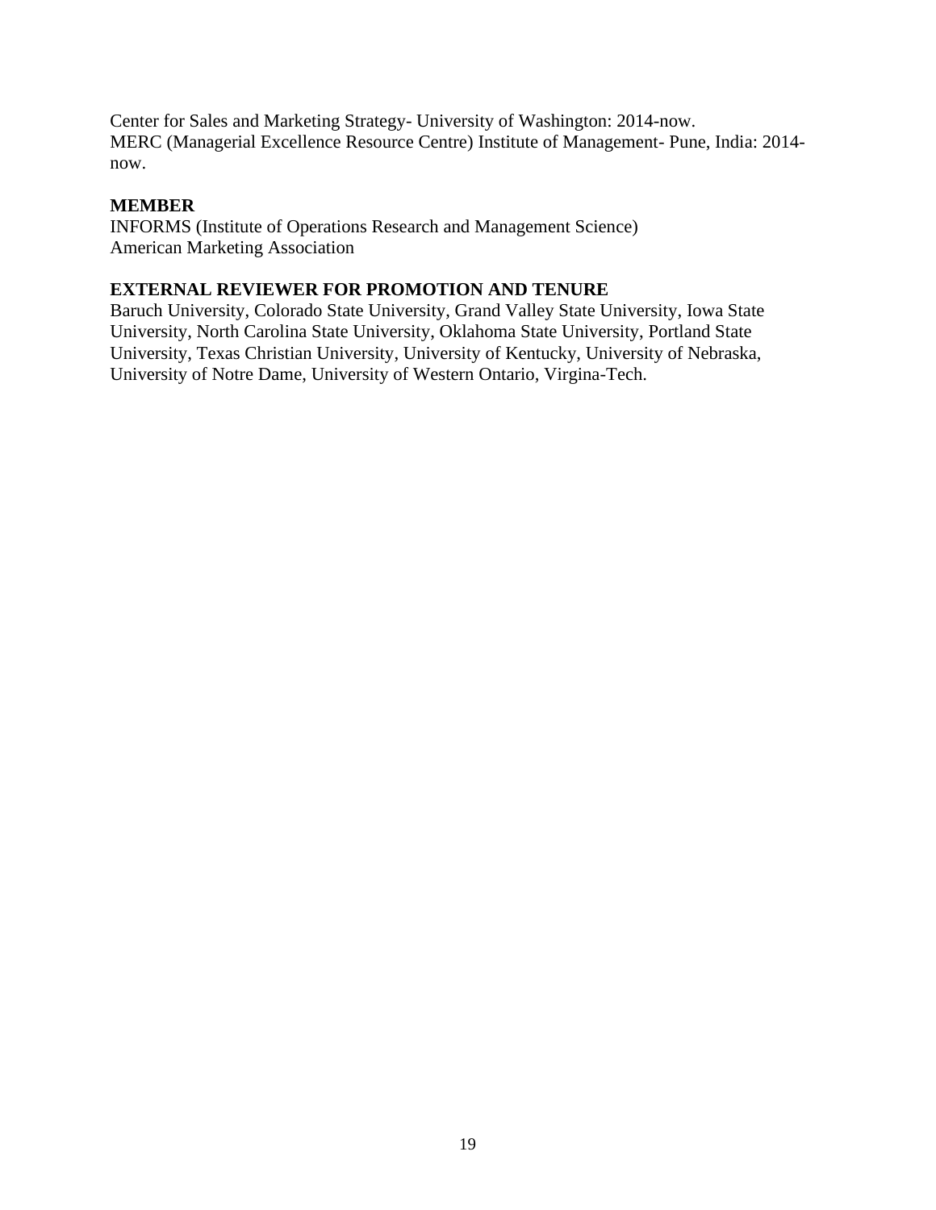Center for Sales and Marketing Strategy- University of Washington: 2014-now.
MERC (Managerial Excellence Resource Centre) Institute of Management- Pune, India: 2014-now.

**MEMBER**
INFORMS (Institute of Operations Research and Management Science)
American Marketing Association

**EXTERNAL REVIEWER FOR PROMOTION AND TENURE**
Baruch University, Colorado State University, Grand Valley State University, Iowa State University, North Carolina State University, Oklahoma State University, Portland State University, Texas Christian University, University of Kentucky, University of Nebraska, University of Notre Dame, University of Western Ontario, Virgina-Tech.